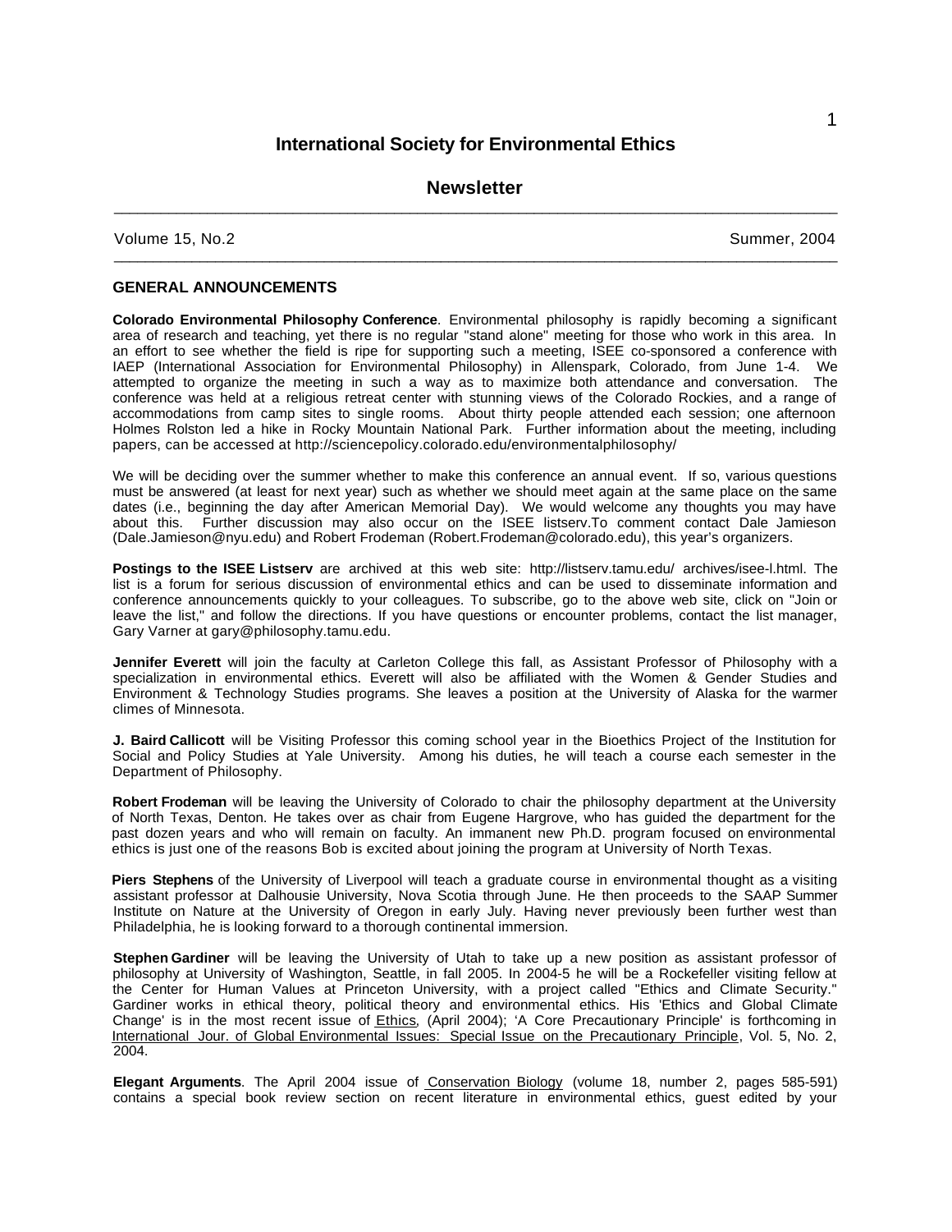# International Society for Environmental Ethics

## Newsletter

Volume 15, No.2 Summer, 2004

### GENERAL ANNOUNCEMENTS

**Colorado Environmental Philosophy Conference**. Environmental philosophy is rapidly becoming a significant area of research and teaching, yet there is no regular "stand alone" meeting for those who work in this area. In an effort to see whether the field is ripe for supporting such a meeting, ISEE co-sponsored a conference with IAEP (International Association for Environmental Philosophy) in Allenspark, Colorado, from June 1-4. We attempted to organize the meeting in such a way as to maximize both attendance and conversation. The conference was held at a religious retreat center with stunning views of the Colorado Rockies, and a range of accommodations from camp sites to single rooms. About thirty people attended each session; one afternoon Holmes Rolston led a hike in Rocky Mountain National Park. Further information about the meeting, including papers, can be accessed at http://sciencepolicy.colorado.edu/environmentalphilosophy/

We will be deciding over the summer whether to make this conference an annual event. If so, various questions must be answered (at least for next year) such as whether we should meet again at the same place on the same dates (i.e., beginning the day after American Memorial Day). We would welcome any thoughts you may have about this. Further discussion may also occur on the ISEE listserv.To comment contact Dale Jamieson (Dale.Jamieson@nyu.edu) and Robert Frodeman (Robert.Frodeman@colorado.edu), this year's organizers.

**Postings to the ISEE Listserv** are archived at this web site: http://listserv.tamu.edu/ archives/isee-l.html. The list is a forum for serious discussion of environmental ethics and can be used to disseminate information and conference announcements quickly to your colleagues. To subscribe, go to the above web site, click on "Join or leave the list," and follow the directions. If you have questions or encounter problems, contact the list manager, Gary Varner at gary@philosophy.tamu.edu.

**Jennifer Everett** will join the faculty at Carleton College this fall, as Assistant Professor of Philosophy with a specialization in environmental ethics. Everett will also be affiliated with the Women & Gender Studies and Environment & Technology Studies programs. She leaves a position at the University of Alaska for the warmer climes of Minnesota.

**J. Baird Callicott** will be Visiting Professor this coming school year in the Bioethics Project of the Institution for Social and Policy Studies at Yale University. Among his duties, he will teach a course each semester in the Department of Philosophy.

**Robert Frodeman** will be leaving the University of Colorado to chair the philosophy department at the University of North Texas, Denton. He takes over as chair from Eugene Hargrove, who has guided the department for the past dozen years and who will remain on faculty. An immanent new Ph.D. program focused on environmental ethics is just one of the reasons Bob is excited about joining the program at University of North Texas.

**Piers Stephens** of the University of Liverpool will teach a graduate course in environmental thought as a visiting assistant professor at Dalhousie University, Nova Scotia through June. He then proceeds to the SAAP Summer Institute on Nature at the University of Oregon in early July. Having never previously been further west than Philadelphia, he is looking forward to a thorough continental immersion.

**Stephen Gardiner** will be leaving the University of Utah to take up a new position as assistant professor of philosophy at University of Washington, Seattle, in fall 2005. In 2004-5 he will be a Rockefeller visiting fellow at the Center for Human Values at Princeton University, with a project called "Ethics and Climate Security." Gardiner works in ethical theory, political theory and environmental ethics. His 'Ethics and Global Climate Change' is in the most recent issue of Ethics, (April 2004); 'A Core Precautionary Principle' is forthcoming in International Jour. of Global Environmental Issues: Special Issue on the Precautionary Principle, Vol. 5, No. 2, 2004.

**Elegant Arguments**. The April 2004 issue of Conservation Biology (volume 18, number 2, pages 585-591) contains a special book review section on recent literature in environmental ethics, guest edited by your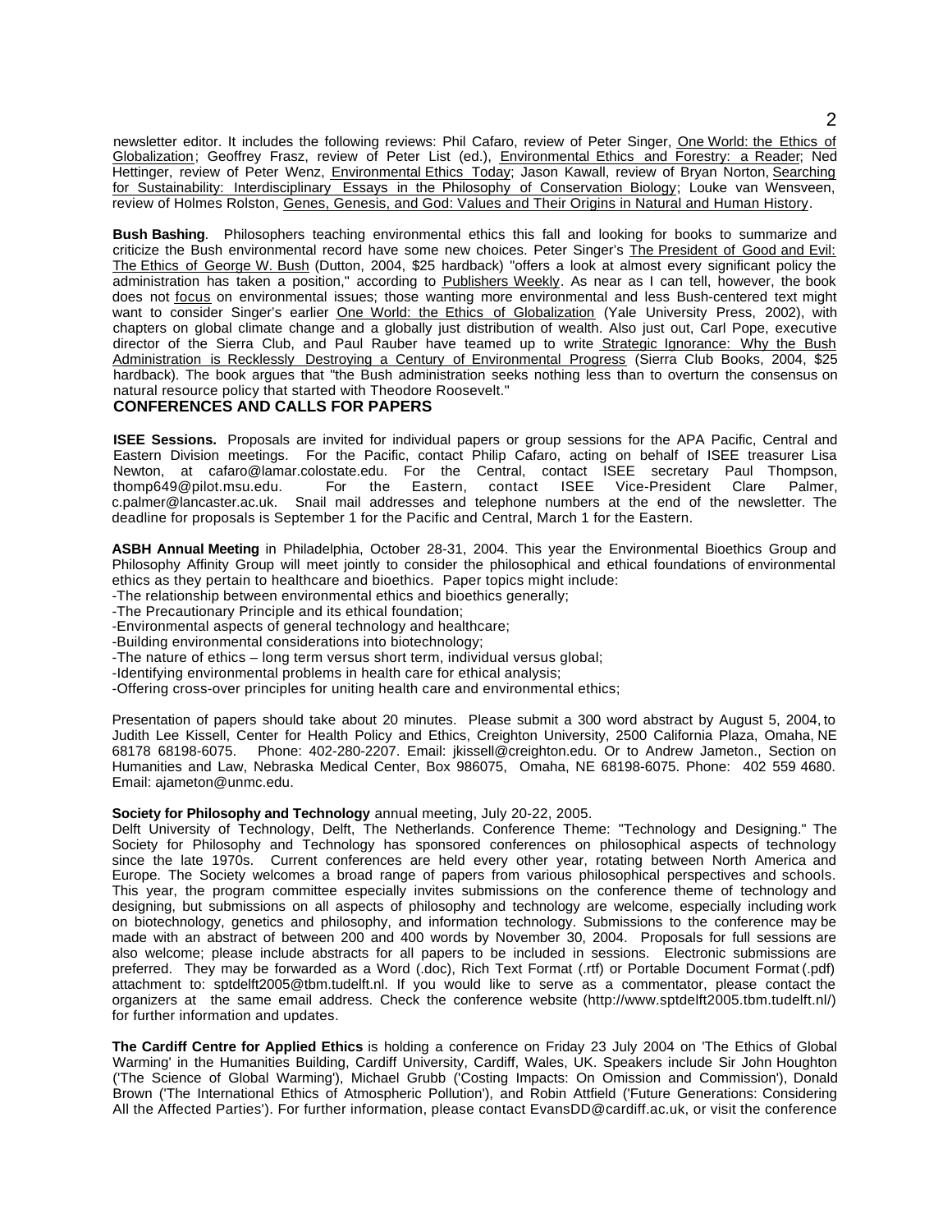newsletter editor. It includes the following reviews: Phil Cafaro, review of Peter Singer, One World: the Ethics of Globalization; Geoffrey Frasz, review of Peter List (ed.), Environmental Ethics and Forestry: a Reader; Ned Hettinger, review of Peter Wenz, Environmental Ethics Today; Jason Kawall, review of Bryan Norton, Searching for Sustainability: Interdisciplinary Essays in the Philosophy of Conservation Biology; Louke van Wensveen, review of Holmes Rolston, Genes, Genesis, and God: Values and Their Origins in Natural and Human History.

**Bush Bashing**. Philosophers teaching environmental ethics this fall and looking for books to summarize and criticize the Bush environmental record have some new choices. Peter Singer's The President of Good and Evil: The Ethics of George W. Bush (Dutton, 2004, $25 hardback) "offers a look at almost every significant policy the administration has taken a position," according to Publishers Weekly. As near as I can tell, however, the book does not focus on environmental issues; those wanting more environmental and less Bush-centered text might want to consider Singer's earlier One World: the Ethics of Globalization (Yale University Press, 2002), with chapters on global climate change and a globally just distribution of wealth. Also just out, Carl Pope, executive director of the Sierra Club, and Paul Rauber have teamed up to write Strategic Ignorance: Why the Bush Administration is Recklessly Destroying a Century of Environmental Progress (Sierra Club Books, 2004, $25 hardback). The book argues that "the Bush administration seeks nothing less than to overturn the consensus on natural resource policy that started with Theodore Roosevelt."

## CONFERENCES AND CALLS FOR PAPERS

**ISEE Sessions.** Proposals are invited for individual papers or group sessions for the APA Pacific, Central and Eastern Division meetings. For the Pacific, contact Philip Cafaro, acting on behalf of ISEE treasurer Lisa Newton, at cafaro@lamar.colostate.edu. For the Central, contact ISEE secretary Paul Thompson, thomp649@pilot.msu.edu. For the Eastern, contact ISEE Vice-President Clare Palmer, c.palmer@lancaster.ac.uk. Snail mail addresses and telephone numbers at the end of the newsletter. The deadline for proposals is September 1 for the Pacific and Central, March 1 for the Eastern.

**ASBH Annual Meeting** in Philadelphia, October 28-31, 2004. This year the Environmental Bioethics Group and Philosophy Affinity Group will meet jointly to consider the philosophical and ethical foundations of environmental ethics as they pertain to healthcare and bioethics. Paper topics might include:

- The relationship between environmental ethics and bioethics generally;
- The Precautionary Principle and its ethical foundation;
- Environmental aspects of general technology and healthcare;
- Building environmental considerations into biotechnology;
- The nature of ethics – long term versus short term, individual versus global;
- Identifying environmental problems in health care for ethical analysis;
- Offering cross-over principles for uniting health care and environmental ethics;

Presentation of papers should take about 20 minutes. Please submit a 300 word abstract by August 5, 2004, to Judith Lee Kissell, Center for Health Policy and Ethics, Creighton University, 2500 California Plaza, Omaha, NE 68178 68198-6075. Phone: 402-280-2207. Email: jkissell@creighton.edu. Or to Andrew Jameton., Section on Humanities and Law, Nebraska Medical Center, Box 986075, Omaha, NE 68198-6075. Phone: 402 559 4680. Email: ajameton@unmc.edu.

**Society for Philosophy and Technology** annual meeting, July 20-22, 2005.
Delft University of Technology, Delft, The Netherlands. Conference Theme: "Technology and Designing." The Society for Philosophy and Technology has sponsored conferences on philosophical aspects of technology since the late 1970s. Current conferences are held every other year, rotating between North America and Europe. The Society welcomes a broad range of papers from various philosophical perspectives and schools. This year, the program committee especially invites submissions on the conference theme of technology and designing, but submissions on all aspects of philosophy and technology are welcome, especially including work on biotechnology, genetics and philosophy, and information technology. Submissions to the conference may be made with an abstract of between 200 and 400 words by November 30, 2004. Proposals for full sessions are also welcome; please include abstracts for all papers to be included in sessions. Electronic submissions are preferred. They may be forwarded as a Word (.doc), Rich Text Format (.rtf) or Portable Document Format (.pdf) attachment to: sptdelft2005@tbm.tudelft.nl. If you would like to serve as a commentator, please contact the organizers at the same email address. Check the conference website (http://www.sptdelft2005.tbm.tudelft.nl/) for further information and updates.

**The Cardiff Centre for Applied Ethics** is holding a conference on Friday 23 July 2004 on 'The Ethics of Global Warming' in the Humanities Building, Cardiff University, Cardiff, Wales, UK. Speakers include Sir John Houghton ('The Science of Global Warming'), Michael Grubb ('Costing Impacts: On Omission and Commission'), Donald Brown ('The International Ethics of Atmospheric Pollution'), and Robin Attfield ('Future Generations: Considering All the Affected Parties'). For further information, please contact EvansDD@cardiff.ac.uk, or visit the conference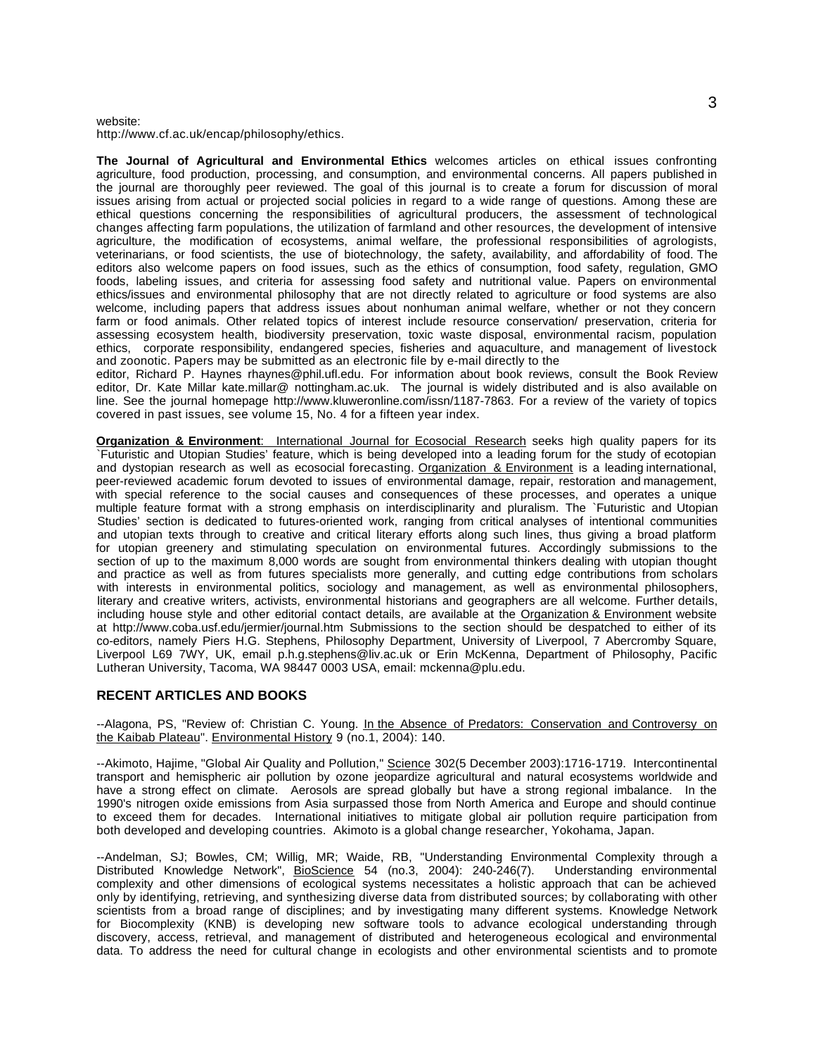website:
http://www.cf.ac.uk/encap/philosophy/ethics.

**The Journal of Agricultural and Environmental Ethics** welcomes articles on ethical issues confronting agriculture, food production, processing, and consumption, and environmental concerns. All papers published in the journal are thoroughly peer reviewed. The goal of this journal is to create a forum for discussion of moral issues arising from actual or projected social policies in regard to a wide range of questions. Among these are ethical questions concerning the responsibilities of agricultural producers, the assessment of technological changes affecting farm populations, the utilization of farmland and other resources, the development of intensive agriculture, the modification of ecosystems, animal welfare, the professional responsibilities of agrologists, veterinarians, or food scientists, the use of biotechnology, the safety, availability, and affordability of food. The editors also welcome papers on food issues, such as the ethics of consumption, food safety, regulation, GMO foods, labeling issues, and criteria for assessing food safety and nutritional value. Papers on environmental ethics/issues and environmental philosophy that are not directly related to agriculture or food systems are also welcome, including papers that address issues about nonhuman animal welfare, whether or not they concern farm or food animals. Other related topics of interest include resource conservation/ preservation, criteria for assessing ecosystem health, biodiversity preservation, toxic waste disposal, environmental racism, population ethics, corporate responsibility, endangered species, fisheries and aquaculture, and management of livestock and zoonotic. Papers may be submitted as an electronic file by e-mail directly to the
editor, Richard P. Haynes rhaynes@phil.ufl.edu. For information about book reviews, consult the Book Review editor, Dr. Kate Millar kate.millar@ nottingham.ac.uk. The journal is widely distributed and is also available on line. See the journal homepage http://www.kluweronline.com/issn/1187-7863. For a review of the variety of topics covered in past issues, see volume 15, No. 4 for a fifteen year index.

**Organization & Environment**: International Journal for Ecosocial Research seeks high quality papers for its `Futuristic and Utopian Studies' feature, which is being developed into a leading forum for the study of ecotopian and dystopian research as well as ecosocial forecasting. Organization & Environment is a leading international, peer-reviewed academic forum devoted to issues of environmental damage, repair, restoration and management, with special reference to the social causes and consequences of these processes, and operates a unique multiple feature format with a strong emphasis on interdisciplinarity and pluralism. The `Futuristic and Utopian Studies' section is dedicated to futures-oriented work, ranging from critical analyses of intentional communities and utopian texts through to creative and critical literary efforts along such lines, thus giving a broad platform for utopian greenery and stimulating speculation on environmental futures. Accordingly submissions to the section of up to the maximum 8,000 words are sought from environmental thinkers dealing with utopian thought and practice as well as from futures specialists more generally, and cutting edge contributions from scholars with interests in environmental politics, sociology and management, as well as environmental philosophers, literary and creative writers, activists, environmental historians and geographers are all welcome. Further details, including house style and other editorial contact details, are available at the Organization & Environment website at http://www.coba.usf.edu/jermier/journal.htm Submissions to the section should be despatched to either of its co-editors, namely Piers H.G. Stephens, Philosophy Department, University of Liverpool, 7 Abercromby Square, Liverpool L69 7WY, UK, email p.h.g.stephens@liv.ac.uk or Erin McKenna, Department of Philosophy, Pacific Lutheran University, Tacoma, WA 98447 0003 USA, email: mckenna@plu.edu.

## RECENT ARTICLES AND BOOKS

--Alagona, PS, "Review of: Christian C. Young. In the Absence of Predators: Conservation and Controversy on the Kaibab Plateau". Environmental History 9 (no.1, 2004): 140.

--Akimoto, Hajime, "Global Air Quality and Pollution," Science 302(5 December 2003):1716-1719. Intercontinental transport and hemispheric air pollution by ozone jeopardize agricultural and natural ecosystems worldwide and have a strong effect on climate. Aerosols are spread globally but have a strong regional imbalance. In the 1990's nitrogen oxide emissions from Asia surpassed those from North America and Europe and should continue to exceed them for decades. International initiatives to mitigate global air pollution require participation from both developed and developing countries. Akimoto is a global change researcher, Yokohama, Japan.

--Andelman, SJ; Bowles, CM; Willig, MR; Waide, RB, "Understanding Environmental Complexity through a Distributed Knowledge Network", BioScience 54 (no.3, 2004): 240-246(7). Understanding environmental complexity and other dimensions of ecological systems necessitates a holistic approach that can be achieved only by identifying, retrieving, and synthesizing diverse data from distributed sources; by collaborating with other scientists from a broad range of disciplines; and by investigating many different systems. Knowledge Network for Biocomplexity (KNB) is developing new software tools to advance ecological understanding through discovery, access, retrieval, and management of distributed and heterogeneous ecological and environmental data. To address the need for cultural change in ecologists and other environmental scientists and to promote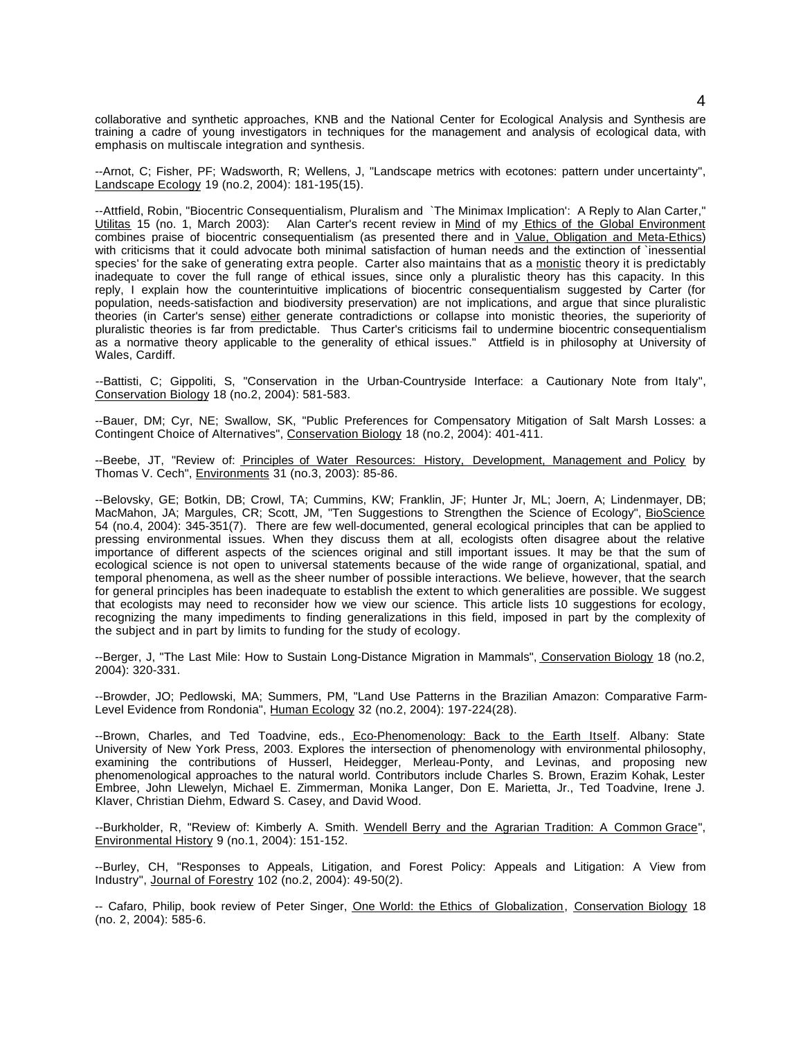collaborative and synthetic approaches, KNB and the National Center for Ecological Analysis and Synthesis are training a cadre of young investigators in techniques for the management and analysis of ecological data, with emphasis on multiscale integration and synthesis.

--Arnot, C; Fisher, PF; Wadsworth, R; Wellens, J, "Landscape metrics with ecotones: pattern under uncertainty", Landscape Ecology 19 (no.2, 2004): 181-195(15).

--Attfield, Robin, "Biocentric Consequentialism, Pluralism and `The Minimax Implication': A Reply to Alan Carter," Utilitas 15 (no. 1, March 2003): Alan Carter's recent review in Mind of my Ethics of the Global Environment combines praise of biocentric consequentialism (as presented there and in Value, Obligation and Meta-Ethics) with criticisms that it could advocate both minimal satisfaction of human needs and the extinction of `inessential species' for the sake of generating extra people. Carter also maintains that as a monistic theory it is predictably inadequate to cover the full range of ethical issues, since only a pluralistic theory has this capacity. In this reply, I explain how the counterintuitive implications of biocentric consequentialism suggested by Carter (for population, needs-satisfaction and biodiversity preservation) are not implications, and argue that since pluralistic theories (in Carter's sense) either generate contradictions or collapse into monistic theories, the superiority of pluralistic theories is far from predictable. Thus Carter's criticisms fail to undermine biocentric consequentialism as a normative theory applicable to the generality of ethical issues." Attfield is in philosophy at University of Wales, Cardiff.

--Battisti, C; Gippoliti, S, "Conservation in the Urban-Countryside Interface: a Cautionary Note from Italy", Conservation Biology 18 (no.2, 2004): 581-583.

--Bauer, DM; Cyr, NE; Swallow, SK, "Public Preferences for Compensatory Mitigation of Salt Marsh Losses: a Contingent Choice of Alternatives", Conservation Biology 18 (no.2, 2004): 401-411.

--Beebe, JT, "Review of: Principles of Water Resources: History, Development, Management and Policy by Thomas V. Cech", Environments 31 (no.3, 2003): 85-86.

--Belovsky, GE; Botkin, DB; Crowl, TA; Cummins, KW; Franklin, JF; Hunter Jr, ML; Joern, A; Lindenmayer, DB; MacMahon, JA; Margules, CR; Scott, JM, "Ten Suggestions to Strengthen the Science of Ecology", BioScience 54 (no.4, 2004): 345-351(7). There are few well-documented, general ecological principles that can be applied to pressing environmental issues. When they discuss them at all, ecologists often disagree about the relative importance of different aspects of the sciences original and still important issues. It may be that the sum of ecological science is not open to universal statements because of the wide range of organizational, spatial, and temporal phenomena, as well as the sheer number of possible interactions. We believe, however, that the search for general principles has been inadequate to establish the extent to which generalities are possible. We suggest that ecologists may need to reconsider how we view our science. This article lists 10 suggestions for ecology, recognizing the many impediments to finding generalizations in this field, imposed in part by the complexity of the subject and in part by limits to funding for the study of ecology.

--Berger, J, "The Last Mile: How to Sustain Long-Distance Migration in Mammals", Conservation Biology 18 (no.2, 2004): 320-331.

--Browder, JO; Pedlowski, MA; Summers, PM, "Land Use Patterns in the Brazilian Amazon: Comparative Farm-Level Evidence from Rondonia", Human Ecology 32 (no.2, 2004): 197-224(28).

--Brown, Charles, and Ted Toadvine, eds., Eco-Phenomenology: Back to the Earth Itself. Albany: State University of New York Press, 2003. Explores the intersection of phenomenology with environmental philosophy, examining the contributions of Husserl, Heidegger, Merleau-Ponty, and Levinas, and proposing new phenomenological approaches to the natural world. Contributors include Charles S. Brown, Erazim Kohak, Lester Embree, John Llewelyn, Michael E. Zimmerman, Monika Langer, Don E. Marietta, Jr., Ted Toadvine, Irene J. Klaver, Christian Diehm, Edward S. Casey, and David Wood.

--Burkholder, R, "Review of: Kimberly A. Smith. Wendell Berry and the Agrarian Tradition: A Common Grace", Environmental History 9 (no.1, 2004): 151-152.

--Burley, CH, "Responses to Appeals, Litigation, and Forest Policy: Appeals and Litigation: A View from Industry", Journal of Forestry 102 (no.2, 2004): 49-50(2).

-- Cafaro, Philip, book review of Peter Singer, One World: the Ethics of Globalization, Conservation Biology 18 (no. 2, 2004): 585-6.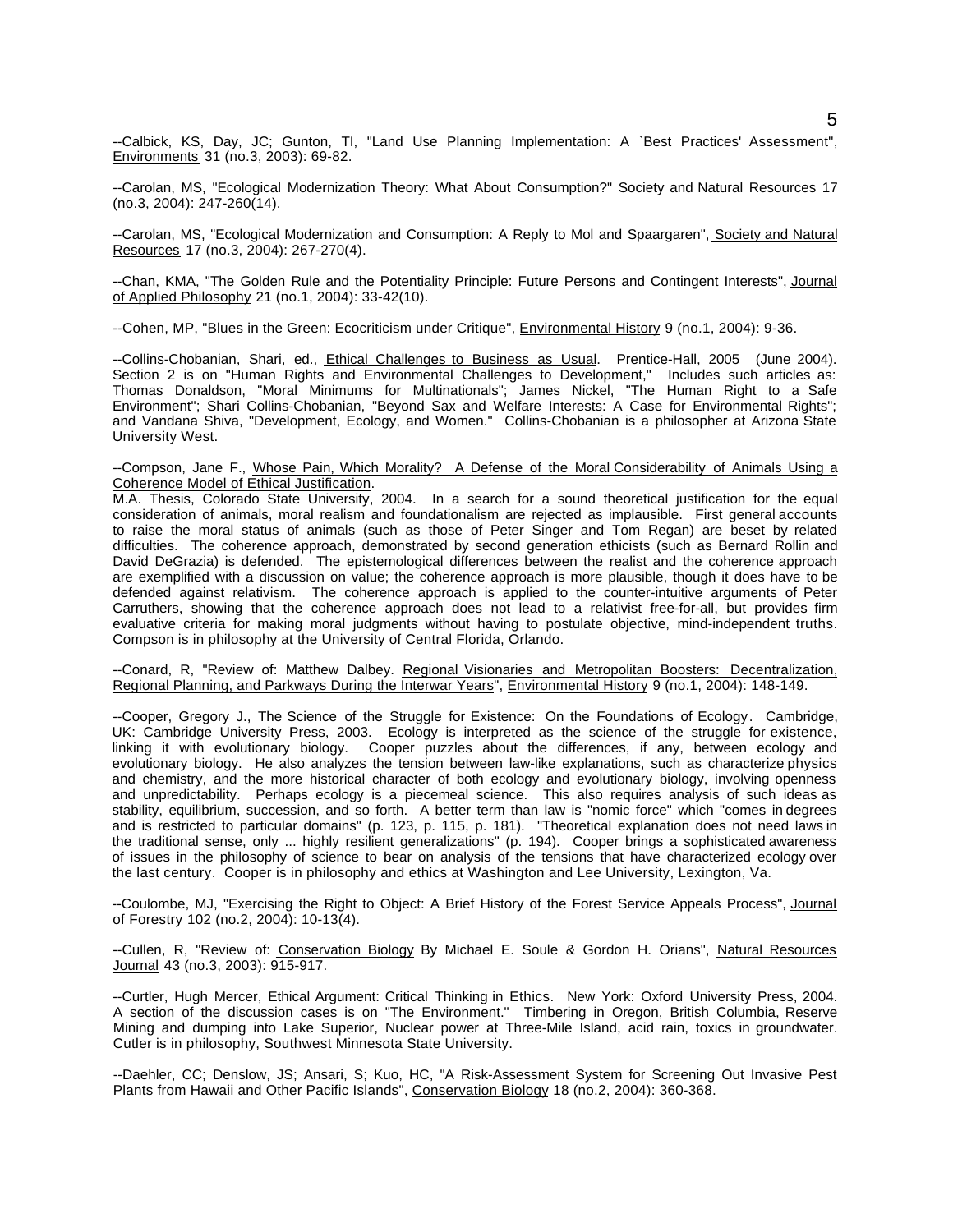--Calbick, KS, Day, JC; Gunton, TI, "Land Use Planning Implementation: A `Best Practices' Assessment", Environments 31 (no.3, 2003): 69-82.

--Carolan, MS, "Ecological Modernization Theory: What About Consumption?" Society and Natural Resources 17 (no.3, 2004): 247-260(14).

--Carolan, MS, "Ecological Modernization and Consumption: A Reply to Mol and Spaargaren", Society and Natural Resources 17 (no.3, 2004): 267-270(4).

--Chan, KMA, "The Golden Rule and the Potentiality Principle: Future Persons and Contingent Interests", Journal of Applied Philosophy 21 (no.1, 2004): 33-42(10).

--Cohen, MP, "Blues in the Green: Ecocriticism under Critique", Environmental History 9 (no.1, 2004): 9-36.

--Collins-Chobanian, Shari, ed., Ethical Challenges to Business as Usual. Prentice-Hall, 2005 (June 2004). Section 2 is on "Human Rights and Environmental Challenges to Development," Includes such articles as: Thomas Donaldson, "Moral Minimums for Multinationals"; James Nickel, "The Human Right to a Safe Environment"; Shari Collins-Chobanian, "Beyond Sax and Welfare Interests: A Case for Environmental Rights"; and Vandana Shiva, "Development, Ecology, and Women." Collins-Chobanian is a philosopher at Arizona State University West.

--Compson, Jane F., Whose Pain, Which Morality? A Defense of the Moral Considerability of Animals Using a Coherence Model of Ethical Justification.
M.A. Thesis, Colorado State University, 2004. In a search for a sound theoretical justification for the equal consideration of animals, moral realism and foundationalism are rejected as implausible. First general accounts to raise the moral status of animals (such as those of Peter Singer and Tom Regan) are beset by related difficulties. The coherence approach, demonstrated by second generation ethicists (such as Bernard Rollin and David DeGrazia) is defended. The epistemological differences between the realist and the coherence approach are exemplified with a discussion on value; the coherence approach is more plausible, though it does have to be defended against relativism. The coherence approach is applied to the counter-intuitive arguments of Peter Carruthers, showing that the coherence approach does not lead to a relativist free-for-all, but provides firm evaluative criteria for making moral judgments without having to postulate objective, mind-independent truths. Compson is in philosophy at the University of Central Florida, Orlando.

--Conard, R, "Review of: Matthew Dalbey. Regional Visionaries and Metropolitan Boosters: Decentralization, Regional Planning, and Parkways During the Interwar Years", Environmental History 9 (no.1, 2004): 148-149.

--Cooper, Gregory J., The Science of the Struggle for Existence: On the Foundations of Ecology. Cambridge, UK: Cambridge University Press, 2003. Ecology is interpreted as the science of the struggle for existence, linking it with evolutionary biology. Cooper puzzles about the differences, if any, between ecology and evolutionary biology. He also analyzes the tension between law-like explanations, such as characterize physics and chemistry, and the more historical character of both ecology and evolutionary biology, involving openness and unpredictability. Perhaps ecology is a piecemeal science. This also requires analysis of such ideas as stability, equilibrium, succession, and so forth. A better term than law is "nomic force" which "comes in degrees and is restricted to particular domains" (p. 123, p. 115, p. 181). "Theoretical explanation does not need laws in the traditional sense, only ... highly resilient generalizations" (p. 194). Cooper brings a sophisticated awareness of issues in the philosophy of science to bear on analysis of the tensions that have characterized ecology over the last century. Cooper is in philosophy and ethics at Washington and Lee University, Lexington, Va.

--Coulombe, MJ, "Exercising the Right to Object: A Brief History of the Forest Service Appeals Process", Journal of Forestry 102 (no.2, 2004): 10-13(4).

--Cullen, R, "Review of: Conservation Biology By Michael E. Soule & Gordon H. Orians", Natural Resources Journal 43 (no.3, 2003): 915-917.

--Curtler, Hugh Mercer, Ethical Argument: Critical Thinking in Ethics. New York: Oxford University Press, 2004. A section of the discussion cases is on "The Environment." Timbering in Oregon, British Columbia, Reserve Mining and dumping into Lake Superior, Nuclear power at Three-Mile Island, acid rain, toxics in groundwater. Cutler is in philosophy, Southwest Minnesota State University.

--Daehler, CC; Denslow, JS; Ansari, S; Kuo, HC, "A Risk-Assessment System for Screening Out Invasive Pest Plants from Hawaii and Other Pacific Islands", Conservation Biology 18 (no.2, 2004): 360-368.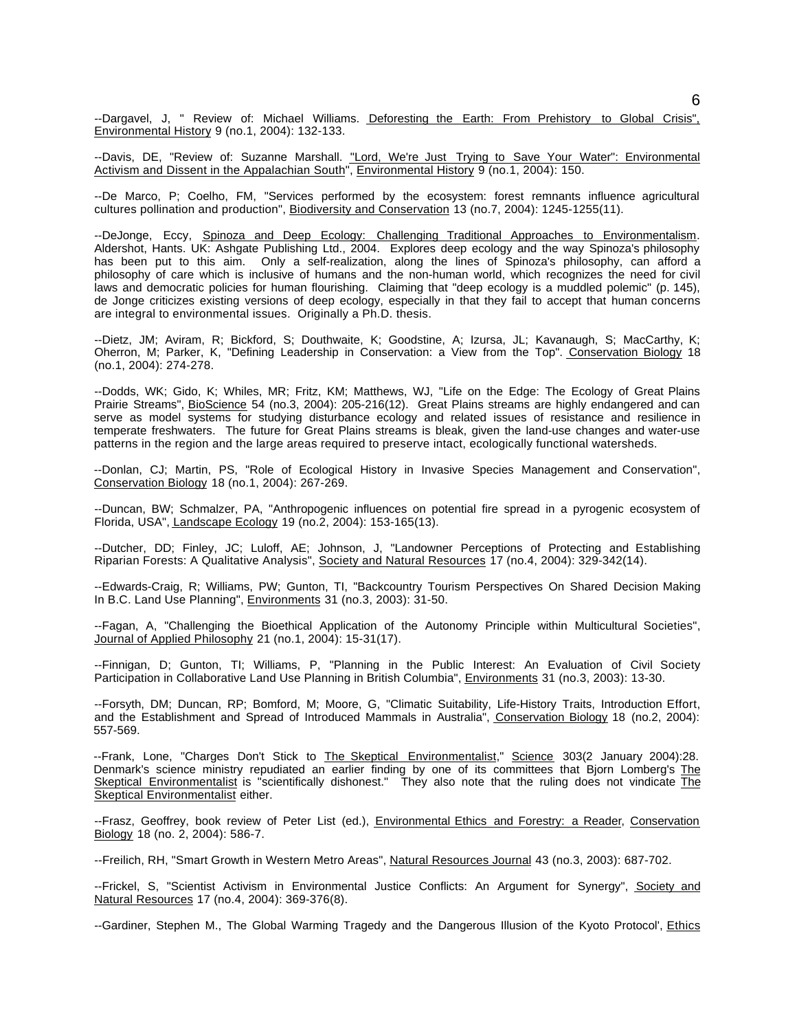--Dargavel, J, " Review of: Michael Williams. Deforesting the Earth: From Prehistory to Global Crisis", Environmental History 9 (no.1, 2004): 132-133.

--Davis, DE, "Review of: Suzanne Marshall. "Lord, We're Just Trying to Save Your Water": Environmental Activism and Dissent in the Appalachian South", Environmental History 9 (no.1, 2004): 150.

--De Marco, P; Coelho, FM, "Services performed by the ecosystem: forest remnants influence agricultural cultures pollination and production", Biodiversity and Conservation 13 (no.7, 2004): 1245-1255(11).

--DeJonge, Eccy, Spinoza and Deep Ecology: Challenging Traditional Approaches to Environmentalism. Aldershot, Hants. UK: Ashgate Publishing Ltd., 2004. Explores deep ecology and the way Spinoza's philosophy has been put to this aim. Only a self-realization, along the lines of Spinoza's philosophy, can afford a philosophy of care which is inclusive of humans and the non-human world, which recognizes the need for civil laws and democratic policies for human flourishing. Claiming that "deep ecology is a muddled polemic" (p. 145), de Jonge criticizes existing versions of deep ecology, especially in that they fail to accept that human concerns are integral to environmental issues. Originally a Ph.D. thesis.

--Dietz, JM; Aviram, R; Bickford, S; Douthwaite, K; Goodstine, A; Izursa, JL; Kavanaugh, S; MacCarthy, K; Oherron, M; Parker, K, "Defining Leadership in Conservation: a View from the Top". Conservation Biology 18 (no.1, 2004): 274-278.

--Dodds, WK; Gido, K; Whiles, MR; Fritz, KM; Matthews, WJ, "Life on the Edge: The Ecology of Great Plains Prairie Streams", BioScience 54 (no.3, 2004): 205-216(12). Great Plains streams are highly endangered and can serve as model systems for studying disturbance ecology and related issues of resistance and resilience in temperate freshwaters. The future for Great Plains streams is bleak, given the land-use changes and water-use patterns in the region and the large areas required to preserve intact, ecologically functional watersheds.

--Donlan, CJ; Martin, PS, "Role of Ecological History in Invasive Species Management and Conservation", Conservation Biology 18 (no.1, 2004): 267-269.

--Duncan, BW; Schmalzer, PA, "Anthropogenic influences on potential fire spread in a pyrogenic ecosystem of Florida, USA", Landscape Ecology 19 (no.2, 2004): 153-165(13).

--Dutcher, DD; Finley, JC; Luloff, AE; Johnson, J, "Landowner Perceptions of Protecting and Establishing Riparian Forests: A Qualitative Analysis", Society and Natural Resources 17 (no.4, 2004): 329-342(14).

--Edwards-Craig, R; Williams, PW; Gunton, TI, "Backcountry Tourism Perspectives On Shared Decision Making In B.C. Land Use Planning", Environments 31 (no.3, 2003): 31-50.

--Fagan, A, "Challenging the Bioethical Application of the Autonomy Principle within Multicultural Societies", Journal of Applied Philosophy 21 (no.1, 2004): 15-31(17).

--Finnigan, D; Gunton, TI; Williams, P, "Planning in the Public Interest: An Evaluation of Civil Society Participation in Collaborative Land Use Planning in British Columbia", Environments 31 (no.3, 2003): 13-30.

--Forsyth, DM; Duncan, RP; Bomford, M; Moore, G, "Climatic Suitability, Life-History Traits, Introduction Effort, and the Establishment and Spread of Introduced Mammals in Australia", Conservation Biology 18 (no.2, 2004): 557-569.

--Frank, Lone, "Charges Don't Stick to The Skeptical Environmentalist," Science 303(2 January 2004):28. Denmark's science ministry repudiated an earlier finding by one of its committees that Bjorn Lomberg's The Skeptical Environmentalist is "scientifically dishonest." They also note that the ruling does not vindicate The Skeptical Environmentalist either.

--Frasz, Geoffrey, book review of Peter List (ed.), Environmental Ethics and Forestry: a Reader, Conservation Biology 18 (no. 2, 2004): 586-7.

--Freilich, RH, "Smart Growth in Western Metro Areas", Natural Resources Journal 43 (no.3, 2003): 687-702.

--Frickel, S, "Scientist Activism in Environmental Justice Conflicts: An Argument for Synergy", Society and Natural Resources 17 (no.4, 2004): 369-376(8).

--Gardiner, Stephen M., The Global Warming Tragedy and the Dangerous Illusion of the Kyoto Protocol', Ethics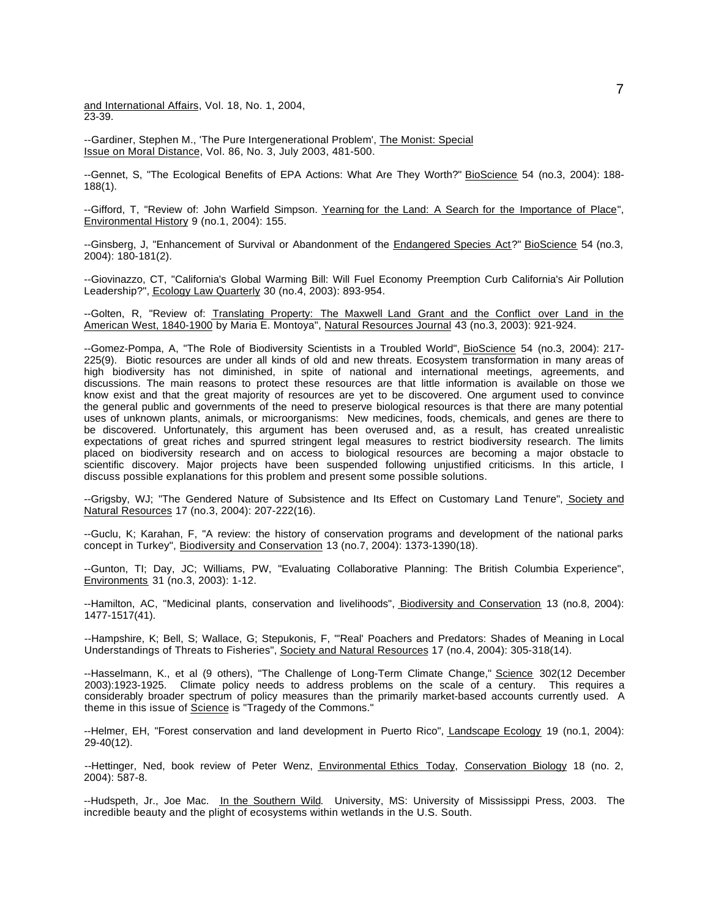and International Affairs, Vol. 18, No. 1, 2004, 23-39.

--Gardiner, Stephen M., 'The Pure Intergenerational Problem', The Monist: Special Issue on Moral Distance, Vol. 86, No. 3, July 2003, 481-500.

--Gennet, S, "The Ecological Benefits of EPA Actions: What Are They Worth?" BioScience 54 (no.3, 2004): 188-188(1).

--Gifford, T, "Review of: John Warfield Simpson. Yearning for the Land: A Search for the Importance of Place", Environmental History 9 (no.1, 2004): 155.

--Ginsberg, J, "Enhancement of Survival or Abandonment of the Endangered Species Act?" BioScience 54 (no.3, 2004): 180-181(2).

--Giovinazzo, CT, "California's Global Warming Bill: Will Fuel Economy Preemption Curb California's Air Pollution Leadership?", Ecology Law Quarterly 30 (no.4, 2003): 893-954.

--Golten, R, "Review of: Translating Property: The Maxwell Land Grant and the Conflict over Land in the American West, 1840-1900 by Maria E. Montoya", Natural Resources Journal 43 (no.3, 2003): 921-924.

--Gomez-Pompa, A, "The Role of Biodiversity Scientists in a Troubled World", BioScience 54 (no.3, 2004): 217-225(9). Biotic resources are under all kinds of old and new threats. Ecosystem transformation in many areas of high biodiversity has not diminished, in spite of national and international meetings, agreements, and discussions. The main reasons to protect these resources are that little information is available on those we know exist and that the great majority of resources are yet to be discovered. One argument used to convince the general public and governments of the need to preserve biological resources is that there are many potential uses of unknown plants, animals, or microorganisms: New medicines, foods, chemicals, and genes are there to be discovered. Unfortunately, this argument has been overused and, as a result, has created unrealistic expectations of great riches and spurred stringent legal measures to restrict biodiversity research. The limits placed on biodiversity research and on access to biological resources are becoming a major obstacle to scientific discovery. Major projects have been suspended following unjustified criticisms. In this article, I discuss possible explanations for this problem and present some possible solutions.

--Grigsby, WJ; "The Gendered Nature of Subsistence and Its Effect on Customary Land Tenure", Society and Natural Resources 17 (no.3, 2004): 207-222(16).

--Guclu, K; Karahan, F, "A review: the history of conservation programs and development of the national parks concept in Turkey", Biodiversity and Conservation 13 (no.7, 2004): 1373-1390(18).

--Gunton, TI; Day, JC; Williams, PW, "Evaluating Collaborative Planning: The British Columbia Experience", Environments 31 (no.3, 2003): 1-12.

--Hamilton, AC, "Medicinal plants, conservation and livelihoods", Biodiversity and Conservation 13 (no.8, 2004): 1477-1517(41).

--Hampshire, K; Bell, S; Wallace, G; Stepukonis, F, "'Real' Poachers and Predators: Shades of Meaning in Local Understandings of Threats to Fisheries", Society and Natural Resources 17 (no.4, 2004): 305-318(14).

--Hasselmann, K., et al (9 others), "The Challenge of Long-Term Climate Change," Science 302(12 December 2003):1923-1925. Climate policy needs to address problems on the scale of a century. This requires a considerably broader spectrum of policy measures than the primarily market-based accounts currently used. A theme in this issue of Science is "Tragedy of the Commons."

--Helmer, EH, "Forest conservation and land development in Puerto Rico", Landscape Ecology 19 (no.1, 2004): 29-40(12).

--Hettinger, Ned, book review of Peter Wenz, Environmental Ethics Today, Conservation Biology 18 (no. 2, 2004): 587-8.

--Hudspeth, Jr., Joe Mac. In the Southern Wild. University, MS: University of Mississippi Press, 2003. The incredible beauty and the plight of ecosystems within wetlands in the U.S. South.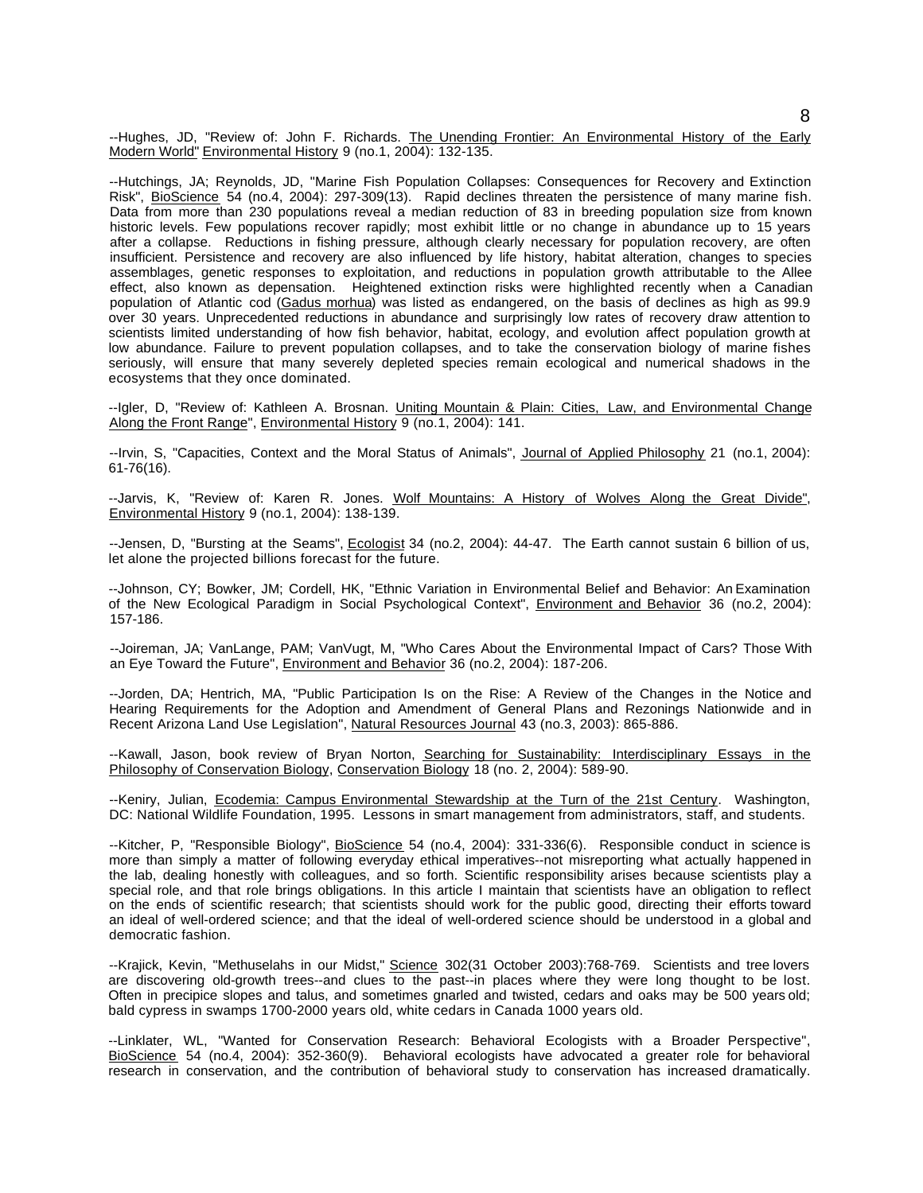--Hughes, JD, "Review of: John F. Richards. The Unending Frontier: An Environmental History of the Early Modern World" Environmental History 9 (no.1, 2004): 132-135.

--Hutchings, JA; Reynolds, JD, "Marine Fish Population Collapses: Consequences for Recovery and Extinction Risk", BioScience 54 (no.4, 2004): 297-309(13). Rapid declines threaten the persistence of many marine fish. Data from more than 230 populations reveal a median reduction of 83 in breeding population size from known historic levels. Few populations recover rapidly; most exhibit little or no change in abundance up to 15 years after a collapse. Reductions in fishing pressure, although clearly necessary for population recovery, are often insufficient. Persistence and recovery are also influenced by life history, habitat alteration, changes to species assemblages, genetic responses to exploitation, and reductions in population growth attributable to the Allee effect, also known as depensation. Heightened extinction risks were highlighted recently when a Canadian population of Atlantic cod (Gadus morhua) was listed as endangered, on the basis of declines as high as 99.9 over 30 years. Unprecedented reductions in abundance and surprisingly low rates of recovery draw attention to scientists limited understanding of how fish behavior, habitat, ecology, and evolution affect population growth at low abundance. Failure to prevent population collapses, and to take the conservation biology of marine fishes seriously, will ensure that many severely depleted species remain ecological and numerical shadows in the ecosystems that they once dominated.

--Igler, D, "Review of: Kathleen A. Brosnan. Uniting Mountain & Plain: Cities, Law, and Environmental Change Along the Front Range", Environmental History 9 (no.1, 2004): 141.

--Irvin, S, "Capacities, Context and the Moral Status of Animals", Journal of Applied Philosophy 21 (no.1, 2004): 61-76(16).

--Jarvis, K, "Review of: Karen R. Jones. Wolf Mountains: A History of Wolves Along the Great Divide", Environmental History 9 (no.1, 2004): 138-139.

--Jensen, D, "Bursting at the Seams", Ecologist 34 (no.2, 2004): 44-47. The Earth cannot sustain 6 billion of us, let alone the projected billions forecast for the future.

--Johnson, CY; Bowker, JM; Cordell, HK, "Ethnic Variation in Environmental Belief and Behavior: An Examination of the New Ecological Paradigm in Social Psychological Context", Environment and Behavior 36 (no.2, 2004): 157-186.

--Joireman, JA; VanLange, PAM; VanVugt, M, "Who Cares About the Environmental Impact of Cars? Those With an Eye Toward the Future", Environment and Behavior 36 (no.2, 2004): 187-206.

--Jorden, DA; Hentrich, MA, "Public Participation Is on the Rise: A Review of the Changes in the Notice and Hearing Requirements for the Adoption and Amendment of General Plans and Rezonings Nationwide and in Recent Arizona Land Use Legislation", Natural Resources Journal 43 (no.3, 2003): 865-886.

--Kawall, Jason, book review of Bryan Norton, Searching for Sustainability: Interdisciplinary Essays in the Philosophy of Conservation Biology, Conservation Biology 18 (no. 2, 2004): 589-90.

--Keniry, Julian, Ecodemia: Campus Environmental Stewardship at the Turn of the 21st Century. Washington, DC: National Wildlife Foundation, 1995. Lessons in smart management from administrators, staff, and students.

--Kitcher, P, "Responsible Biology", BioScience 54 (no.4, 2004): 331-336(6). Responsible conduct in science is more than simply a matter of following everyday ethical imperatives--not misreporting what actually happened in the lab, dealing honestly with colleagues, and so forth. Scientific responsibility arises because scientists play a special role, and that role brings obligations. In this article I maintain that scientists have an obligation to reflect on the ends of scientific research; that scientists should work for the public good, directing their efforts toward an ideal of well-ordered science; and that the ideal of well-ordered science should be understood in a global and democratic fashion.

--Krajick, Kevin, "Methuselahs in our Midst," Science 302(31 October 2003):768-769. Scientists and tree lovers are discovering old-growth trees--and clues to the past--in places where they were long thought to be lost. Often in precipice slopes and talus, and sometimes gnarled and twisted, cedars and oaks may be 500 years old; bald cypress in swamps 1700-2000 years old, white cedars in Canada 1000 years old.

--Linklater, WL, "Wanted for Conservation Research: Behavioral Ecologists with a Broader Perspective", BioScience 54 (no.4, 2004): 352-360(9). Behavioral ecologists have advocated a greater role for behavioral research in conservation, and the contribution of behavioral study to conservation has increased dramatically.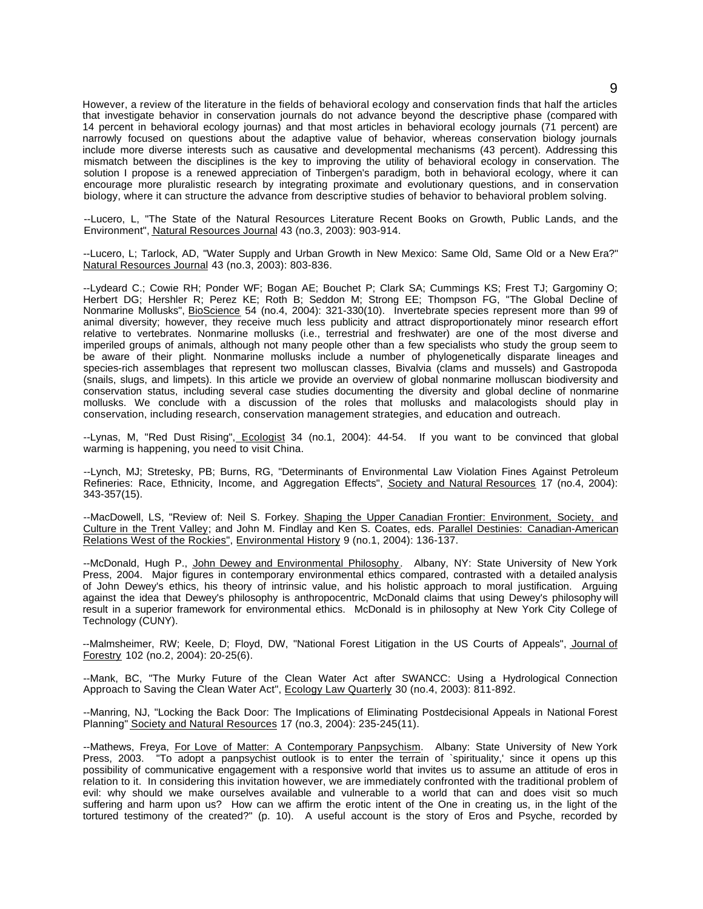However, a review of the literature in the fields of behavioral ecology and conservation finds that half the articles that investigate behavior in conservation journals do not advance beyond the descriptive phase (compared with 14 percent in behavioral ecology journas) and that most articles in behavioral ecology journals (71 percent) are narrowly focused on questions about the adaptive value of behavior, whereas conservation biology journals include more diverse interests such as causative and developmental mechanisms (43 percent). Addressing this mismatch between the disciplines is the key to improving the utility of behavioral ecology in conservation. The solution I propose is a renewed appreciation of Tinbergen's paradigm, both in behavioral ecology, where it can encourage more pluralistic research by integrating proximate and evolutionary questions, and in conservation biology, where it can structure the advance from descriptive studies of behavior to behavioral problem solving.

--Lucero, L, "The State of the Natural Resources Literature Recent Books on Growth, Public Lands, and the Environment", Natural Resources Journal 43 (no.3, 2003): 903-914.

--Lucero, L; Tarlock, AD, "Water Supply and Urban Growth in New Mexico: Same Old, Same Old or a New Era?" Natural Resources Journal 43 (no.3, 2003): 803-836.

--Lydeard C.; Cowie RH; Ponder WF; Bogan AE; Bouchet P; Clark SA; Cummings KS; Frest TJ; Gargominy O; Herbert DG; Hershler R; Perez KE; Roth B; Seddon M; Strong EE; Thompson FG, "The Global Decline of Nonmarine Mollusks", BioScience 54 (no.4, 2004): 321-330(10). Invertebrate species represent more than 99 of animal diversity; however, they receive much less publicity and attract disproportionately minor research effort relative to vertebrates. Nonmarine mollusks (i.e., terrestrial and freshwater) are one of the most diverse and imperiled groups of animals, although not many people other than a few specialists who study the group seem to be aware of their plight. Nonmarine mollusks include a number of phylogenetically disparate lineages and species-rich assemblages that represent two molluscan classes, Bivalvia (clams and mussels) and Gastropoda (snails, slugs, and limpets). In this article we provide an overview of global nonmarine molluscan biodiversity and conservation status, including several case studies documenting the diversity and global decline of nonmarine mollusks. We conclude with a discussion of the roles that mollusks and malacologists should play in conservation, including research, conservation management strategies, and education and outreach.

--Lynas, M, "Red Dust Rising", Ecologist 34 (no.1, 2004): 44-54. If you want to be convinced that global warming is happening, you need to visit China.

--Lynch, MJ; Stretesky, PB; Burns, RG, "Determinants of Environmental Law Violation Fines Against Petroleum Refineries: Race, Ethnicity, Income, and Aggregation Effects", Society and Natural Resources 17 (no.4, 2004): 343-357(15).

--MacDowell, LS, "Review of: Neil S. Forkey. Shaping the Upper Canadian Frontier: Environment, Society, and Culture in the Trent Valley; and John M. Findlay and Ken S. Coates, eds. Parallel Destinies: Canadian-American Relations West of the Rockies", Environmental History 9 (no.1, 2004): 136-137.

--McDonald, Hugh P., John Dewey and Environmental Philosophy. Albany, NY: State University of New York Press, 2004. Major figures in contemporary environmental ethics compared, contrasted with a detailed analysis of John Dewey's ethics, his theory of intrinsic value, and his holistic approach to moral justification. Arguing against the idea that Dewey's philosophy is anthropocentric, McDonald claims that using Dewey's philosophy will result in a superior framework for environmental ethics. McDonald is in philosophy at New York City College of Technology (CUNY).

--Malmsheimer, RW; Keele, D; Floyd, DW, "National Forest Litigation in the US Courts of Appeals", Journal of Forestry 102 (no.2, 2004): 20-25(6).

--Mank, BC, "The Murky Future of the Clean Water Act after SWANCC: Using a Hydrological Connection Approach to Saving the Clean Water Act", Ecology Law Quarterly 30 (no.4, 2003): 811-892.

--Manring, NJ, "Locking the Back Door: The Implications of Eliminating Postdecisional Appeals in National Forest Planning" Society and Natural Resources 17 (no.3, 2004): 235-245(11).

--Mathews, Freya, For Love of Matter: A Contemporary Panpsychism. Albany: State University of New York Press, 2003. "To adopt a panpsychist outlook is to enter the terrain of `spirituality,' since it opens up this possibility of communicative engagement with a responsive world that invites us to assume an attitude of eros in relation to it. In considering this invitation however, we are immediately confronted with the traditional problem of evil: why should we make ourselves available and vulnerable to a world that can and does visit so much suffering and harm upon us? How can we affirm the erotic intent of the One in creating us, in the light of the tortured testimony of the created?" (p. 10). A useful account is the story of Eros and Psyche, recorded by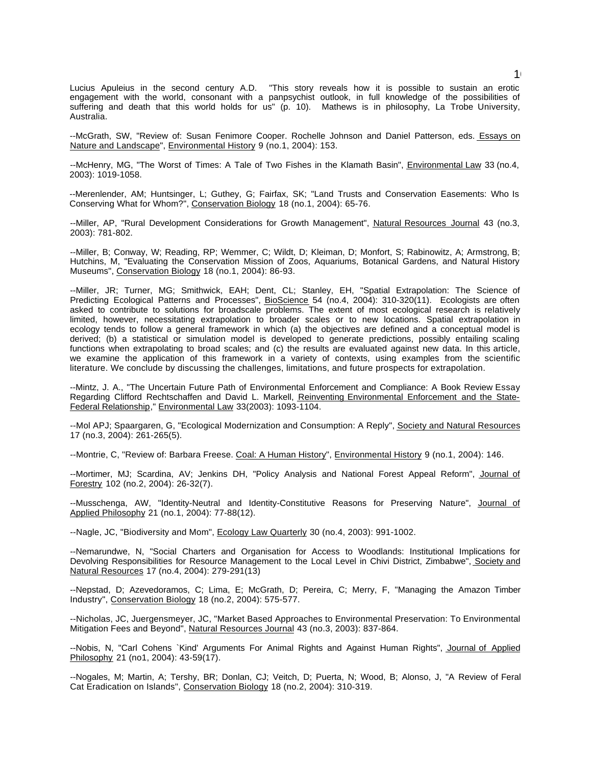Lucius Apuleius in the second century A.D. "This story reveals how it is possible to sustain an erotic engagement with the world, consonant with a panpsychist outlook, in full knowledge of the possibilities of suffering and death that this world holds for us" (p. 10). Mathews is in philosophy, La Trobe University, Australia.

--McGrath, SW, "Review of: Susan Fenimore Cooper. Rochelle Johnson and Daniel Patterson, eds. Essays on Nature and Landscape", Environmental History 9 (no.1, 2004): 153.

--McHenry, MG, "The Worst of Times: A Tale of Two Fishes in the Klamath Basin", Environmental Law 33 (no.4, 2003): 1019-1058.

--Merenlender, AM; Huntsinger, L; Guthey, G; Fairfax, SK; "Land Trusts and Conservation Easements: Who Is Conserving What for Whom?", Conservation Biology 18 (no.1, 2004): 65-76.

--Miller, AP, "Rural Development Considerations for Growth Management", Natural Resources Journal 43 (no.3, 2003): 781-802.

--Miller, B; Conway, W; Reading, RP; Wemmer, C; Wildt, D; Kleiman, D; Monfort, S; Rabinowitz, A; Armstrong, B; Hutchins, M, "Evaluating the Conservation Mission of Zoos, Aquariums, Botanical Gardens, and Natural History Museums", Conservation Biology 18 (no.1, 2004): 86-93.

--Miller, JR; Turner, MG; Smithwick, EAH; Dent, CL; Stanley, EH, "Spatial Extrapolation: The Science of Predicting Ecological Patterns and Processes", BioScience 54 (no.4, 2004): 310-320(11). Ecologists are often asked to contribute to solutions for broadscale problems. The extent of most ecological research is relatively limited, however, necessitating extrapolation to broader scales or to new locations. Spatial extrapolation in ecology tends to follow a general framework in which (a) the objectives are defined and a conceptual model is derived; (b) a statistical or simulation model is developed to generate predictions, possibly entailing scaling functions when extrapolating to broad scales; and (c) the results are evaluated against new data. In this article, we examine the application of this framework in a variety of contexts, using examples from the scientific literature. We conclude by discussing the challenges, limitations, and future prospects for extrapolation.

--Mintz, J. A., "The Uncertain Future Path of Environmental Enforcement and Compliance: A Book Review Essay Regarding Clifford Rechtschaffen and David L. Markell, Reinventing Environmental Enforcement and the State-Federal Relationship," Environmental Law 33(2003): 1093-1104.

--Mol APJ; Spaargaren, G, "Ecological Modernization and Consumption: A Reply", Society and Natural Resources 17 (no.3, 2004): 261-265(5).

--Montrie, C, "Review of: Barbara Freese. Coal: A Human History", Environmental History 9 (no.1, 2004): 146.

--Mortimer, MJ; Scardina, AV; Jenkins DH, "Policy Analysis and National Forest Appeal Reform", Journal of Forestry 102 (no.2, 2004): 26-32(7).

--Musschenga, AW, "Identity-Neutral and Identity-Constitutive Reasons for Preserving Nature", Journal of Applied Philosophy 21 (no.1, 2004): 77-88(12).

--Nagle, JC, "Biodiversity and Mom", Ecology Law Quarterly 30 (no.4, 2003): 991-1002.

--Nemarundwe, N, "Social Charters and Organisation for Access to Woodlands: Institutional Implications for Devolving Responsibilities for Resource Management to the Local Level in Chivi District, Zimbabwe", Society and Natural Resources 17 (no.4, 2004): 279-291(13)

--Nepstad, D; Azevedoramos, C; Lima, E; McGrath, D; Pereira, C; Merry, F, "Managing the Amazon Timber Industry", Conservation Biology 18 (no.2, 2004): 575-577.

--Nicholas, JC, Juergensmeyer, JC, "Market Based Approaches to Environmental Preservation: To Environmental Mitigation Fees and Beyond", Natural Resources Journal 43 (no.3, 2003): 837-864.

--Nobis, N, "Carl Cohens `Kind' Arguments For Animal Rights and Against Human Rights", Journal of Applied Philosophy 21 (no1, 2004): 43-59(17).

--Nogales, M; Martin, A; Tershy, BR; Donlan, CJ; Veitch, D; Puerta, N; Wood, B; Alonso, J, "A Review of Feral Cat Eradication on Islands", Conservation Biology 18 (no.2, 2004): 310-319.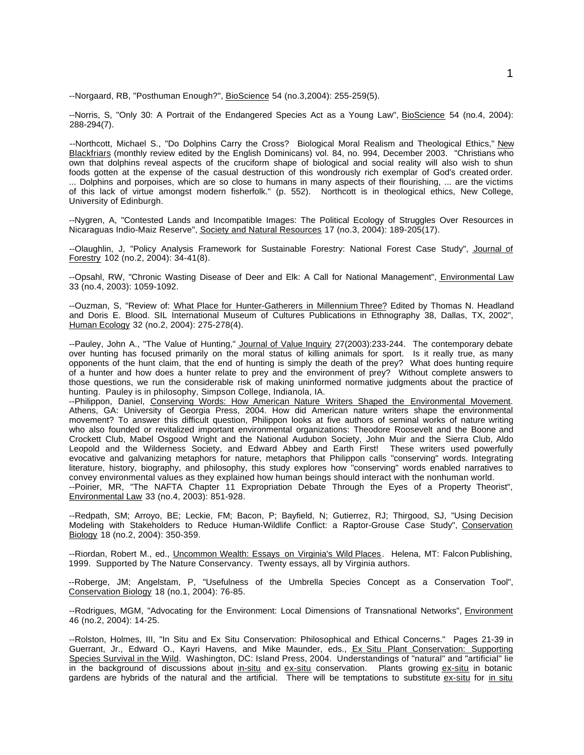--Norgaard, RB, "Posthuman Enough?", BioScience 54 (no.3,2004): 255-259(5).

--Norris, S, "Only 30: A Portrait of the Endangered Species Act as a Young Law", BioScience 54 (no.4, 2004): 288-294(7).

--Northcott, Michael S., "Do Dolphins Carry the Cross? Biological Moral Realism and Theological Ethics," New Blackfriars (monthly review edited by the English Dominicans) vol. 84, no. 994, December 2003. "Christians who own that dolphins reveal aspects of the cruciform shape of biological and social reality will also wish to shun foods gotten at the expense of the casual destruction of this wondrously rich exemplar of God's created order. ... Dolphins and porpoises, which are so close to humans in many aspects of their flourishing, ... are the victims of this lack of virtue amongst modern fisherfolk." (p. 552). Northcott is in theological ethics, New College, University of Edinburgh.

--Nygren, A, "Contested Lands and Incompatible Images: The Political Ecology of Struggles Over Resources in Nicaraguas Indio-Maiz Reserve", Society and Natural Resources 17 (no.3, 2004): 189-205(17).

--Olaughlin, J, "Policy Analysis Framework for Sustainable Forestry: National Forest Case Study", Journal of Forestry 102 (no.2, 2004): 34-41(8).

--Opsahl, RW, "Chronic Wasting Disease of Deer and Elk: A Call for National Management", Environmental Law 33 (no.4, 2003): 1059-1092.

--Ouzman, S, "Review of: What Place for Hunter-Gatherers in Millennium Three? Edited by Thomas N. Headland and Doris E. Blood. SIL International Museum of Cultures Publications in Ethnography 38, Dallas, TX, 2002", Human Ecology 32 (no.2, 2004): 275-278(4).

--Pauley, John A., "The Value of Hunting," Journal of Value Inquiry 27(2003):233-244. The contemporary debate over hunting has focused primarily on the moral status of killing animals for sport. Is it really true, as many opponents of the hunt claim, that the end of hunting is simply the death of the prey? What does hunting require of a hunter and how does a hunter relate to prey and the environment of prey? Without complete answers to those questions, we run the considerable risk of making uninformed normative judgments about the practice of hunting. Pauley is in philosophy, Simpson College, Indianola, IA.

--Philippon, Daniel, Conserving Words: How American Nature Writers Shaped the Environmental Movement. Athens, GA: University of Georgia Press, 2004. How did American nature writers shape the environmental movement? To answer this difficult question, Philippon looks at five authors of seminal works of nature writing who also founded or revitalized important environmental organizations: Theodore Roosevelt and the Boone and Crockett Club, Mabel Osgood Wright and the National Audubon Society, John Muir and the Sierra Club, Aldo Leopold and the Wilderness Society, and Edward Abbey and Earth First! These writers used powerfully evocative and galvanizing metaphors for nature, metaphors that Philippon calls "conserving" words. Integrating literature, history, biography, and philosophy, this study explores how "conserving" words enabled narratives to convey environmental values as they explained how human beings should interact with the nonhuman world.

--Poirier, MR, "The NAFTA Chapter 11 Expropriation Debate Through the Eyes of a Property Theorist", Environmental Law 33 (no.4, 2003): 851-928.

--Redpath, SM; Arroyo, BE; Leckie, FM; Bacon, P; Bayfield, N; Gutierrez, RJ; Thirgood, SJ, "Using Decision Modeling with Stakeholders to Reduce Human-Wildlife Conflict: a Raptor-Grouse Case Study", Conservation Biology 18 (no.2, 2004): 350-359.

--Riordan, Robert M., ed., Uncommon Wealth: Essays on Virginia's Wild Places. Helena, MT: Falcon Publishing, 1999. Supported by The Nature Conservancy. Twenty essays, all by Virginia authors.

--Roberge, JM; Angelstam, P, "Usefulness of the Umbrella Species Concept as a Conservation Tool", Conservation Biology 18 (no.1, 2004): 76-85.

--Rodrigues, MGM, "Advocating for the Environment: Local Dimensions of Transnational Networks", Environment 46 (no.2, 2004): 14-25.

--Rolston, Holmes, III, "In Situ and Ex Situ Conservation: Philosophical and Ethical Concerns." Pages 21-39 in Guerrant, Jr., Edward O., Kayri Havens, and Mike Maunder, eds., Ex Situ Plant Conservation: Supporting Species Survival in the Wild. Washington, DC: Island Press, 2004. Understandings of "natural" and "artificial" lie in the background of discussions about in-situ and ex-situ conservation. Plants growing ex-situ in botanic gardens are hybrids of the natural and the artificial. There will be temptations to substitute ex-situ for in situ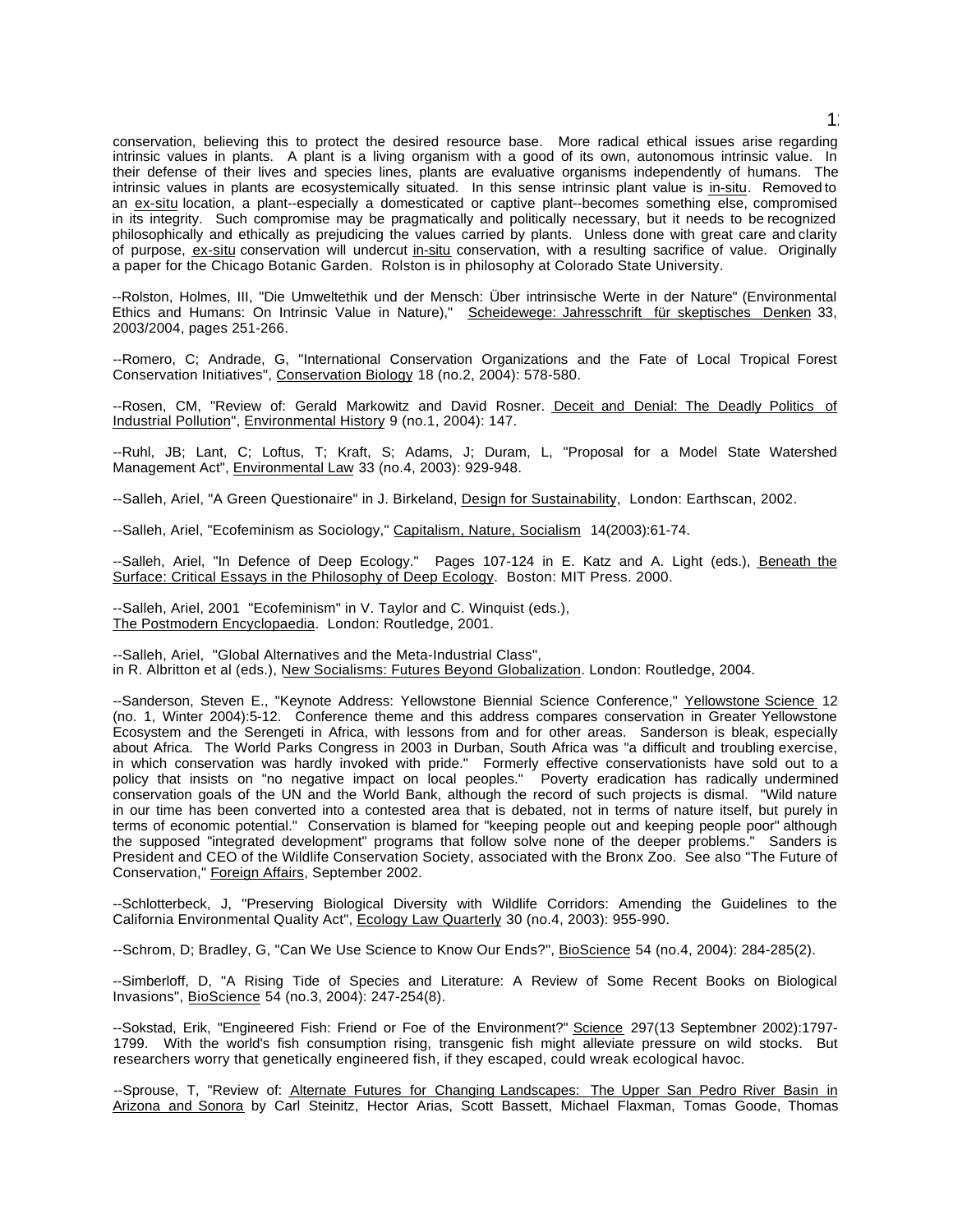conservation, believing this to protect the desired resource base. More radical ethical issues arise regarding intrinsic values in plants. A plant is a living organism with a good of its own, autonomous intrinsic value. In their defense of their lives and species lines, plants are evaluative organisms independently of humans. The intrinsic values in plants are ecosystemically situated. In this sense intrinsic plant value is <u>in-situ</u>. Removed to an <u>ex-situ</u> location, a plant--especially a domesticated or captive plant--becomes something else, compromised in its integrity. Such compromise may be pragmatically and politically necessary, but it needs to be recognized philosophically and ethically as prejudicing the values carried by plants. Unless done with great care and clarity of purpose, <u>ex-situ</u> conservation will undercut <u>in-situ</u> conservation, with a resulting sacrifice of value. Originally a paper for the Chicago Botanic Garden. Rolston is in philosophy at Colorado State University.

--Rolston, Holmes, III, "Die Umweltethik und der Mensch: Über intrinsische Werte in der Nature" (Environmental Ethics and Humans: On Intrinsic Value in Nature)," <u>Scheidewege: Jahresschrift für skeptisches Denken</u> 33, 2003/2004, pages 251-266.

--Romero, C; Andrade, G, "International Conservation Organizations and the Fate of Local Tropical Forest Conservation Initiatives", <u>Conservation Biology</u> 18 (no.2, 2004): 578-580.

--Rosen, CM, "Review of: Gerald Markowitz and David Rosner. <u>Deceit and Denial: The Deadly Politics of Industrial Pollution</u>", <u>Environmental History</u> 9 (no.1, 2004): 147.

--Ruhl, JB; Lant, C; Loftus, T; Kraft, S; Adams, J; Duram, L, "Proposal for a Model State Watershed Management Act", <u>Environmental Law</u> 33 (no.4, 2003): 929-948.

--Salleh, Ariel, "A Green Questionaire" in J. Birkeland, <u>Design for Sustainability</u>, London: Earthscan, 2002.

--Salleh, Ariel, "Ecofeminism as Sociology," <u>Capitalism, Nature, Socialism</u> 14(2003):61-74.

--Salleh, Ariel, "In Defence of Deep Ecology." Pages 107-124 in E. Katz and A. Light (eds.), <u>Beneath the Surface: Critical Essays in the Philosophy of Deep Ecology</u>. Boston: MIT Press. 2000.

--Salleh, Ariel, 2001 "Ecofeminism" in V. Taylor and C. Winquist (eds.), <u>The Postmodern Encyclopaedia</u>. London: Routledge, 2001.

--Salleh, Ariel, "Global Alternatives and the Meta-Industrial Class", in R. Albritton et al (eds.), <u>New Socialisms: Futures Beyond Globalization</u>. London: Routledge, 2004.

--Sanderson, Steven E., "Keynote Address: Yellowstone Biennial Science Conference," <u>Yellowstone Science</u> 12 (no. 1, Winter 2004):5-12. Conference theme and this address compares conservation in Greater Yellowstone Ecosystem and the Serengeti in Africa, with lessons from and for other areas. Sanderson is bleak, especially about Africa. The World Parks Congress in 2003 in Durban, South Africa was "a difficult and troubling exercise, in which conservation was hardly invoked with pride." Formerly effective conservationists have sold out to a policy that insists on "no negative impact on local peoples." Poverty eradication has radically undermined conservation goals of the UN and the World Bank, although the record of such projects is dismal. "Wild nature in our time has been converted into a contested area that is debated, not in terms of nature itself, but purely in terms of economic potential." Conservation is blamed for "keeping people out and keeping people poor" although the supposed "integrated development" programs that follow solve none of the deeper problems." Sanders is President and CEO of the Wildlife Conservation Society, associated with the Bronx Zoo. See also "The Future of Conservation," <u>Foreign Affairs</u>, September 2002.

--Schlotterbeck, J, "Preserving Biological Diversity with Wildlife Corridors: Amending the Guidelines to the California Environmental Quality Act", <u>Ecology Law Quarterly</u> 30 (no.4, 2003): 955-990.

--Schrom, D; Bradley, G, "Can We Use Science to Know Our Ends?", <u>BioScience</u> 54 (no.4, 2004): 284-285(2).

--Simberloff, D, "A Rising Tide of Species and Literature: A Review of Some Recent Books on Biological Invasions", <u>BioScience</u> 54 (no.3, 2004): 247-254(8).

--Sokstad, Erik, "Engineered Fish: Friend or Foe of the Environment?" <u>Science</u> 297(13 Septembner 2002):1797-1799. With the world's fish consumption rising, transgenic fish might alleviate pressure on wild stocks. But researchers worry that genetically engineered fish, if they escaped, could wreak ecological havoc.

--Sprouse, T, "Review of: <u>Alternate Futures for Changing Landscapes: The Upper San Pedro River Basin in Arizona and Sonora</u> by Carl Steinitz, Hector Arias, Scott Bassett, Michael Flaxman, Tomas Goode, Thomas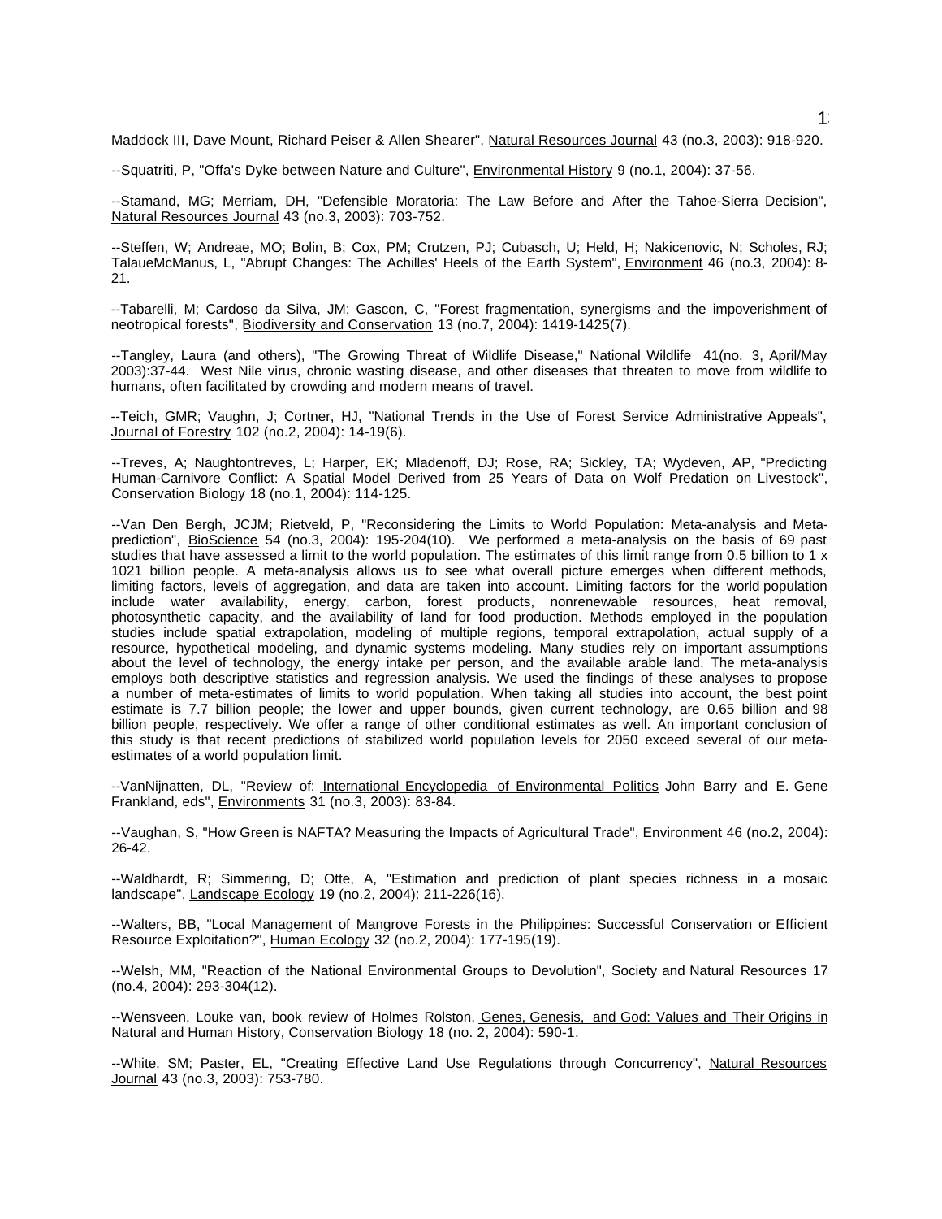Maddock III, Dave Mount, Richard Peiser & Allen Shearer", Natural Resources Journal 43 (no.3, 2003): 918-920.

--Squatriti, P, "Offa's Dyke between Nature and Culture", Environmental History 9 (no.1, 2004): 37-56.

--Stamand, MG; Merriam, DH, "Defensible Moratoria: The Law Before and After the Tahoe-Sierra Decision", Natural Resources Journal 43 (no.3, 2003): 703-752.

--Steffen, W; Andreae, MO; Bolin, B; Cox, PM; Crutzen, PJ; Cubasch, U; Held, H; Nakicenovic, N; Scholes, RJ; TalaueMcManus, L, "Abrupt Changes: The Achilles' Heels of the Earth System", Environment 46 (no.3, 2004): 8-21.

--Tabarelli, M; Cardoso da Silva, JM; Gascon, C, "Forest fragmentation, synergisms and the impoverishment of neotropical forests", Biodiversity and Conservation 13 (no.7, 2004): 1419-1425(7).

--Tangley, Laura (and others), "The Growing Threat of Wildlife Disease," National Wildlife 41(no. 3, April/May 2003):37-44. West Nile virus, chronic wasting disease, and other diseases that threaten to move from wildlife to humans, often facilitated by crowding and modern means of travel.

--Teich, GMR; Vaughn, J; Cortner, HJ, "National Trends in the Use of Forest Service Administrative Appeals", Journal of Forestry 102 (no.2, 2004): 14-19(6).

--Treves, A; Naughtontreves, L; Harper, EK; Mladenoff, DJ; Rose, RA; Sickley, TA; Wydeven, AP, "Predicting Human-Carnivore Conflict: A Spatial Model Derived from 25 Years of Data on Wolf Predation on Livestock", Conservation Biology 18 (no.1, 2004): 114-125.

--Van Den Bergh, JCJM; Rietveld, P, "Reconsidering the Limits to World Population: Meta-analysis and Meta-prediction", BioScience 54 (no.3, 2004): 195-204(10). We performed a meta-analysis on the basis of 69 past studies that have assessed a limit to the world population. The estimates of this limit range from 0.5 billion to 1 x 1021 billion people. A meta-analysis allows us to see what overall picture emerges when different methods, limiting factors, levels of aggregation, and data are taken into account. Limiting factors for the world population include water availability, energy, carbon, forest products, nonrenewable resources, heat removal, photosynthetic capacity, and the availability of land for food production. Methods employed in the population studies include spatial extrapolation, modeling of multiple regions, temporal extrapolation, actual supply of a resource, hypothetical modeling, and dynamic systems modeling. Many studies rely on important assumptions about the level of technology, the energy intake per person, and the available arable land. The meta-analysis employs both descriptive statistics and regression analysis. We used the findings of these analyses to propose a number of meta-estimates of limits to world population. When taking all studies into account, the best point estimate is 7.7 billion people; the lower and upper bounds, given current technology, are 0.65 billion and 98 billion people, respectively. We offer a range of other conditional estimates as well. An important conclusion of this study is that recent predictions of stabilized world population levels for 2050 exceed several of our meta-estimates of a world population limit.

--VanNijnatten, DL, "Review of: International Encyclopedia of Environmental Politics John Barry and E. Gene Frankland, eds", Environments 31 (no.3, 2003): 83-84.

--Vaughan, S, "How Green is NAFTA? Measuring the Impacts of Agricultural Trade", Environment 46 (no.2, 2004): 26-42.

--Waldhardt, R; Simmering, D; Otte, A, "Estimation and prediction of plant species richness in a mosaic landscape", Landscape Ecology 19 (no.2, 2004): 211-226(16).

--Walters, BB, "Local Management of Mangrove Forests in the Philippines: Successful Conservation or Efficient Resource Exploitation?", Human Ecology 32 (no.2, 2004): 177-195(19).

--Welsh, MM, "Reaction of the National Environmental Groups to Devolution", Society and Natural Resources 17 (no.4, 2004): 293-304(12).

--Wensveen, Louke van, book review of Holmes Rolston, Genes, Genesis, and God: Values and Their Origins in Natural and Human History, Conservation Biology 18 (no. 2, 2004): 590-1.

--White, SM; Paster, EL, "Creating Effective Land Use Regulations through Concurrency", Natural Resources Journal 43 (no.3, 2003): 753-780.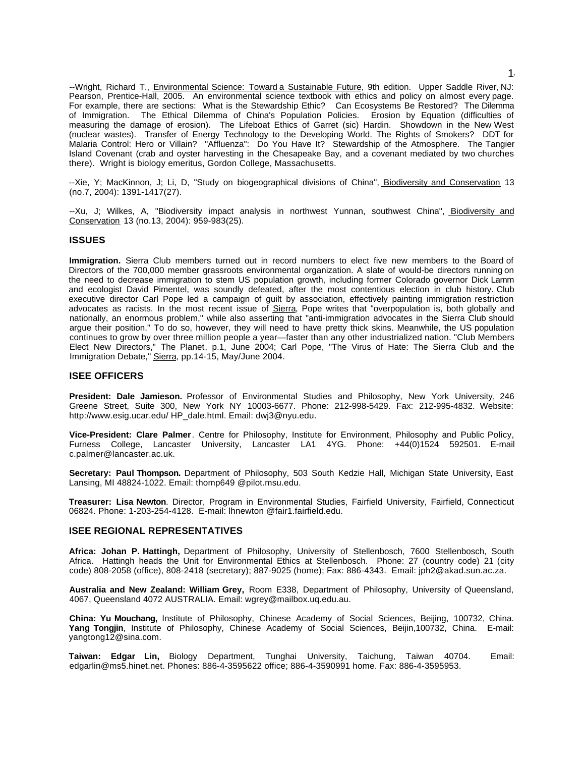--Wright, Richard T., Environmental Science: Toward a Sustainable Future, 9th edition. Upper Saddle River, NJ: Pearson, Prentice-Hall, 2005. An environmental science textbook with ethics and policy on almost every page. For example, there are sections: What is the Stewardship Ethic? Can Ecosystems Be Restored? The Dilemma of Immigration. The Ethical Dilemma of China's Population Policies. Erosion by Equation (difficulties of measuring the damage of erosion). The Lifeboat Ethics of Garret (sic) Hardin. Showdown in the New West (nuclear wastes). Transfer of Energy Technology to the Developing World. The Rights of Smokers? DDT for Malaria Control: Hero or Villain? "Affluenza": Do You Have It? Stewardship of the Atmosphere. The Tangier Island Covenant (crab and oyster harvesting in the Chesapeake Bay, and a covenant mediated by two churches there). Wright is biology emeritus, Gordon College, Massachusetts.

--Xie, Y; MacKinnon, J; Li, D, "Study on biogeographical divisions of China", Biodiversity and Conservation 13 (no.7, 2004): 1391-1417(27).

--Xu, J; Wilkes, A, "Biodiversity impact analysis in northwest Yunnan, southwest China", Biodiversity and Conservation 13 (no.13, 2004): 959-983(25).

## ISSUES

**Immigration.** Sierra Club members turned out in record numbers to elect five new members to the Board of Directors of the 700,000 member grassroots environmental organization. A slate of would-be directors running on the need to decrease immigration to stem US population growth, including former Colorado governor Dick Lamm and ecologist David Pimentel, was soundly defeated, after the most contentious election in club history. Club executive director Carl Pope led a campaign of guilt by association, effectively painting immigration restriction advocates as racists. In the most recent issue of Sierra, Pope writes that "overpopulation is, both globally and nationally, an enormous problem," while also asserting that "anti-immigration advocates in the Sierra Club should argue their position." To do so, however, they will need to have pretty thick skins. Meanwhile, the US population continues to grow by over three million people a year—faster than any other industrialized nation. "Club Members Elect New Directors," The Planet, p.1, June 2004; Carl Pope, "The Virus of Hate: The Sierra Club and the Immigration Debate," Sierra, pp.14-15, May/June 2004.

## ISEE OFFICERS

**President: Dale Jamieson.** Professor of Environmental Studies and Philosophy, New York University, 246 Greene Street, Suite 300, New York NY 10003-6677. Phone: 212-998-5429. Fax: 212-995-4832. Website: http://www.esig.ucar.edu/ HP_dale.html. Email: dwj3@nyu.edu.

**Vice-President: Clare Palmer**. Centre for Philosophy, Institute for Environment, Philosophy and Public Policy, Furness College, Lancaster University, Lancaster LA1 4YG. Phone: +44(0)1524 592501. E-mail c.palmer@lancaster.ac.uk.

**Secretary: Paul Thompson.** Department of Philosophy, 503 South Kedzie Hall, Michigan State University, East Lansing, MI 48824-1022. Email: thomp649 @pilot.msu.edu.

**Treasurer: Lisa Newton**. Director, Program in Environmental Studies, Fairfield University, Fairfield, Connecticut 06824. Phone: 1-203-254-4128. E-mail: lhnewton @fair1.fairfield.edu.

## ISEE REGIONAL REPRESENTATIVES

**Africa: Johan P. Hattingh,** Department of Philosophy, University of Stellenbosch, 7600 Stellenbosch, South Africa. Hattingh heads the Unit for Environmental Ethics at Stellenbosch. Phone: 27 (country code) 21 (city code) 808-2058 (office), 808-2418 (secretary); 887-9025 (home); Fax: 886-4343. Email: jph2@akad.sun.ac.za.

**Australia and New Zealand: William Grey,** Room E338, Department of Philosophy, University of Queensland, 4067, Queensland 4072 AUSTRALIA. Email: wgrey@mailbox.uq.edu.au.

**China: Yu Mouchang,** Institute of Philosophy, Chinese Academy of Social Sciences, Beijing, 100732, China. **Yang Tongjin**, Institute of Philosophy, Chinese Academy of Social Sciences, Beijin,100732, China. E-mail: yangtong12@sina.com.

**Taiwan: Edgar Lin,** Biology Department, Tunghai University, Taichung, Taiwan 40704. Email: edgarlin@ms5.hinet.net. Phones: 886-4-3595622 office; 886-4-3590991 home. Fax: 886-4-3595953.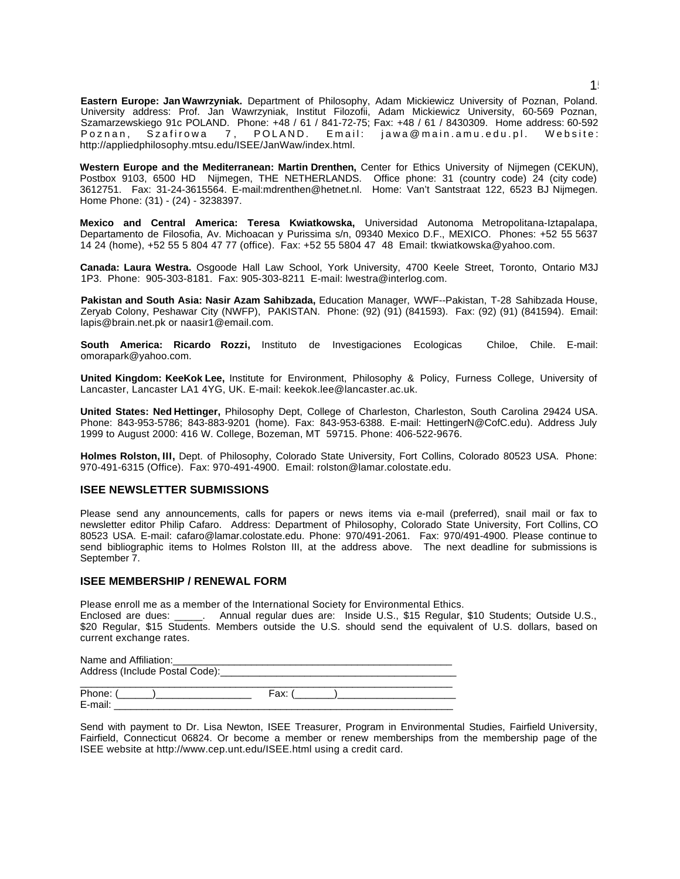**Eastern Europe: Jan Wawrzyniak.** Department of Philosophy, Adam Mickiewicz University of Poznan, Poland. University address: Prof. Jan Wawrzyniak, Institut Filozofii, Adam Mickiewicz University, 60-569 Poznan, Szamarzewskiego 91c POLAND. Phone: +48 / 61 / 841-72-75; Fax: +48 / 61 / 8430309. Home address: 60-592 Poznan, Szafirowa 7, POLAND. Email: jawa@main.amu.edu.pl. Website: http://appliedphilosophy.mtsu.edu/ISEE/JanWaw/index.html.

**Western Europe and the Mediterranean: Martin Drenthen,** Center for Ethics University of Nijmegen (CEKUN), Postbox 9103, 6500 HD Nijmegen, THE NETHERLANDS. Office phone: 31 (country code) 24 (city code) 3612751. Fax: 31-24-3615564. E-mail:mdrenthen@hetnet.nl. Home: Van't Santstraat 122, 6523 BJ Nijmegen. Home Phone: (31) - (24) - 3238397.

**Mexico and Central America: Teresa Kwiatkowska,** Universidad Autonoma Metropolitana-Iztapalapa, Departamento de Filosofia, Av. Michoacan y Purissima s/n, 09340 Mexico D.F., MEXICO. Phones: +52 55 5637 14 24 (home), +52 55 5 804 47 77 (office). Fax: +52 55 5804 47 48 Email: tkwiatkowska@yahoo.com.

**Canada: Laura Westra.** Osgoode Hall Law School, York University, 4700 Keele Street, Toronto, Ontario M3J 1P3. Phone: 905-303-8181. Fax: 905-303-8211 E-mail: lwestra@interlog.com.

**Pakistan and South Asia: Nasir Azam Sahibzada,** Education Manager, WWF--Pakistan, T-28 Sahibzada House, Zeryab Colony, Peshawar City (NWFP), PAKISTAN. Phone: (92) (91) (841593). Fax: (92) (91) (841594). Email: lapis@brain.net.pk or naasir1@email.com.

**South America: Ricardo Rozzi,** Instituto de Investigaciones Ecologicas Chiloe, Chile. E-mail: omorapark@yahoo.com.

**United Kingdom: KeeKok Lee,** Institute for Environment, Philosophy & Policy, Furness College, University of Lancaster, Lancaster LA1 4YG, UK. E-mail: keekok.lee@lancaster.ac.uk.

**United States: Ned Hettinger,** Philosophy Dept, College of Charleston, Charleston, South Carolina 29424 USA. Phone: 843-953-5786; 843-883-9201 (home). Fax: 843-953-6388. E-mail: HettingerN@CofC.edu). Address July 1999 to August 2000: 416 W. College, Bozeman, MT 59715. Phone: 406-522-9676.

**Holmes Rolston, III,** Dept. of Philosophy, Colorado State University, Fort Collins, Colorado 80523 USA. Phone: 970-491-6315 (Office). Fax: 970-491-4900. Email: rolston@lamar.colostate.edu.

## ISEE NEWSLETTER SUBMISSIONS

Please send any announcements, calls for papers or news items via e-mail (preferred), snail mail or fax to newsletter editor Philip Cafaro. Address: Department of Philosophy, Colorado State University, Fort Collins, CO 80523 USA. E-mail: cafaro@lamar.colostate.edu. Phone: 970/491-2061. Fax: 970/491-4900. Please continue to send bibliographic items to Holmes Rolston III, at the address above. The next deadline for submissions is September 7.

## ISEE MEMBERSHIP / RENEWAL FORM

Please enroll me as a member of the International Society for Environmental Ethics.
Enclosed are dues: _____. Annual regular dues are: Inside U.S., $15 Regular, $10 Students; Outside U.S., $20 Regular, $15 Students. Members outside the U.S. should send the equivalent of U.S. dollars, based on current exchange rates.

Name and Affiliation:_______________________________________________
Address (Include Postal Code):_________________________________________
_____________________________________________________________
Phone: (______)_________________ Fax: (_______)_____________________
E-mail: _______________________________________________________

Send with payment to Dr. Lisa Newton, ISEE Treasurer, Program in Environmental Studies, Fairfield University, Fairfield, Connecticut 06824. Or become a member or renew memberships from the membership page of the ISEE website at http://www.cep.unt.edu/ISEE.html using a credit card.